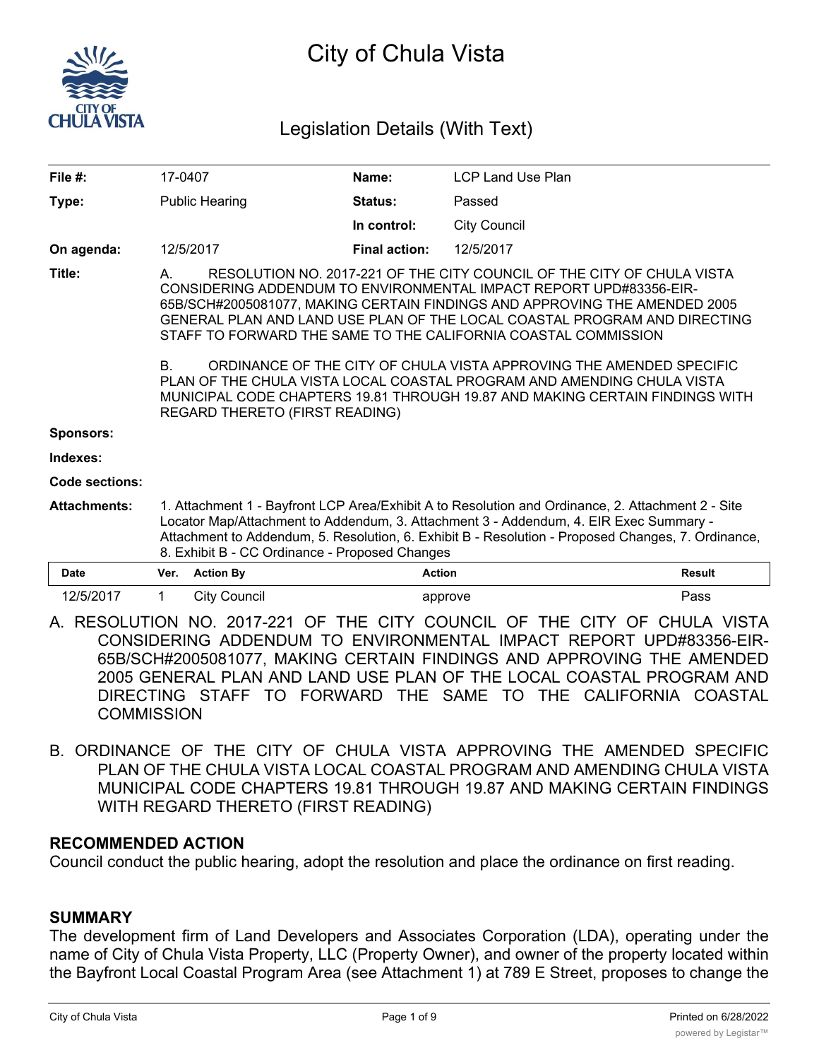# City of Chula Vista

## Legislation Details (With Text)

| | | | |
|---|---|---|---|
| **File #:** | 17-0407 | **Name:** | LCP Land Use Plan |
| **Type:** | Public Hearing | **Status:** | Passed |
| | | **In control:** | City Council |
| **On agenda:** | 12/5/2017 | **Final action:** | 12/5/2017 |

**Title:**

A. RESOLUTION NO. 2017-221 OF THE CITY COUNCIL OF THE CITY OF CHULA VISTA CONSIDERING ADDENDUM TO ENVIRONMENTAL IMPACT REPORT UPD#83356-EIR-65B/SCH#2005081077, MAKING CERTAIN FINDINGS AND APPROVING THE AMENDED 2005 GENERAL PLAN AND LAND USE PLAN OF THE LOCAL COASTAL PROGRAM AND DIRECTING STAFF TO FORWARD THE SAME TO THE CALIFORNIA COASTAL COMMISSION

B. ORDINANCE OF THE CITY OF CHULA VISTA APPROVING THE AMENDED SPECIFIC PLAN OF THE CHULA VISTA LOCAL COASTAL PROGRAM AND AMENDING CHULA VISTA MUNICIPAL CODE CHAPTERS 19.81 THROUGH 19.87 AND MAKING CERTAIN FINDINGS WITH REGARD THERETO (FIRST READING)

**Sponsors:**

**Indexes:**

**Code sections:**

**Attachments:** 1. Attachment 1 - Bayfront LCP Area/Exhibit A to Resolution and Ordinance, 2. Attachment 2 - Site Locator Map/Attachment to Addendum, 3. Attachment 3 - Addendum, 4. EIR Exec Summary - Attachment to Addendum, 5. Resolution, 6. Exhibit B - Resolution - Proposed Changes, 7. Ordinance, 8. Exhibit B - CC Ordinance - Proposed Changes

| Date | Ver. | Action By | Action | Result |
|---|---|---|---|---|
| 12/5/2017 | 1 | City Council | approve | Pass |

A. RESOLUTION NO. 2017-221 OF THE CITY COUNCIL OF THE CITY OF CHULA VISTA CONSIDERING ADDENDUM TO ENVIRONMENTAL IMPACT REPORT UPD#83356-EIR-65B/SCH#2005081077, MAKING CERTAIN FINDINGS AND APPROVING THE AMENDED 2005 GENERAL PLAN AND LAND USE PLAN OF THE LOCAL COASTAL PROGRAM AND DIRECTING STAFF TO FORWARD THE SAME TO THE CALIFORNIA COASTAL COMMISSION

B. ORDINANCE OF THE CITY OF CHULA VISTA APPROVING THE AMENDED SPECIFIC PLAN OF THE CHULA VISTA LOCAL COASTAL PROGRAM AND AMENDING CHULA VISTA MUNICIPAL CODE CHAPTERS 19.81 THROUGH 19.87 AND MAKING CERTAIN FINDINGS WITH REGARD THERETO (FIRST READING)

### RECOMMENDED ACTION

Council conduct the public hearing, adopt the resolution and place the ordinance on first reading.

### SUMMARY

The development firm of Land Developers and Associates Corporation (LDA), operating under the name of City of Chula Vista Property, LLC (Property Owner), and owner of the property located within the Bayfront Local Coastal Program Area (see Attachment 1) at 789 E Street, proposes to change the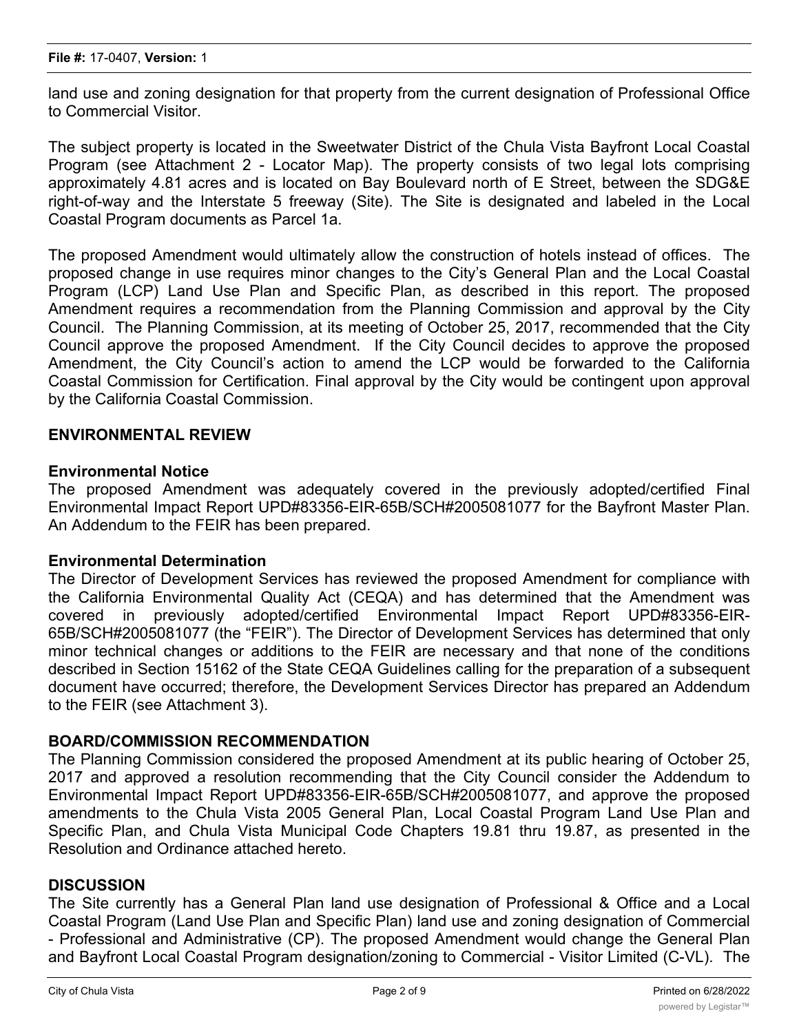land use and zoning designation for that property from the current designation of Professional Office to Commercial Visitor.

The subject property is located in the Sweetwater District of the Chula Vista Bayfront Local Coastal Program (see Attachment 2 - Locator Map). The property consists of two legal lots comprising approximately 4.81 acres and is located on Bay Boulevard north of E Street, between the SDG&E right-of-way and the Interstate 5 freeway (Site). The Site is designated and labeled in the Local Coastal Program documents as Parcel 1a.

The proposed Amendment would ultimately allow the construction of hotels instead of offices. The proposed change in use requires minor changes to the City's General Plan and the Local Coastal Program (LCP) Land Use Plan and Specific Plan, as described in this report. The proposed Amendment requires a recommendation from the Planning Commission and approval by the City Council. The Planning Commission, at its meeting of October 25, 2017, recommended that the City Council approve the proposed Amendment. If the City Council decides to approve the proposed Amendment, the City Council's action to amend the LCP would be forwarded to the California Coastal Commission for Certification. Final approval by the City would be contingent upon approval by the California Coastal Commission.

## ENVIRONMENTAL REVIEW

**Environmental Notice**

The proposed Amendment was adequately covered in the previously adopted/certified Final Environmental Impact Report UPD#83356-EIR-65B/SCH#2005081077 for the Bayfront Master Plan. An Addendum to the FEIR has been prepared.

**Environmental Determination**

The Director of Development Services has reviewed the proposed Amendment for compliance with the California Environmental Quality Act (CEQA) and has determined that the Amendment was covered in previously adopted/certified Environmental Impact Report UPD#83356-EIR-65B/SCH#2005081077 (the "FEIR"). The Director of Development Services has determined that only minor technical changes or additions to the FEIR are necessary and that none of the conditions described in Section 15162 of the State CEQA Guidelines calling for the preparation of a subsequent document have occurred; therefore, the Development Services Director has prepared an Addendum to the FEIR (see Attachment 3).

## BOARD/COMMISSION RECOMMENDATION

The Planning Commission considered the proposed Amendment at its public hearing of October 25, 2017 and approved a resolution recommending that the City Council consider the Addendum to Environmental Impact Report UPD#83356-EIR-65B/SCH#2005081077, and approve the proposed amendments to the Chula Vista 2005 General Plan, Local Coastal Program Land Use Plan and Specific Plan, and Chula Vista Municipal Code Chapters 19.81 thru 19.87, as presented in the Resolution and Ordinance attached hereto.

## DISCUSSION

The Site currently has a General Plan land use designation of Professional & Office and a Local Coastal Program (Land Use Plan and Specific Plan) land use and zoning designation of Commercial - Professional and Administrative (CP). The proposed Amendment would change the General Plan and Bayfront Local Coastal Program designation/zoning to Commercial - Visitor Limited (C-VL). The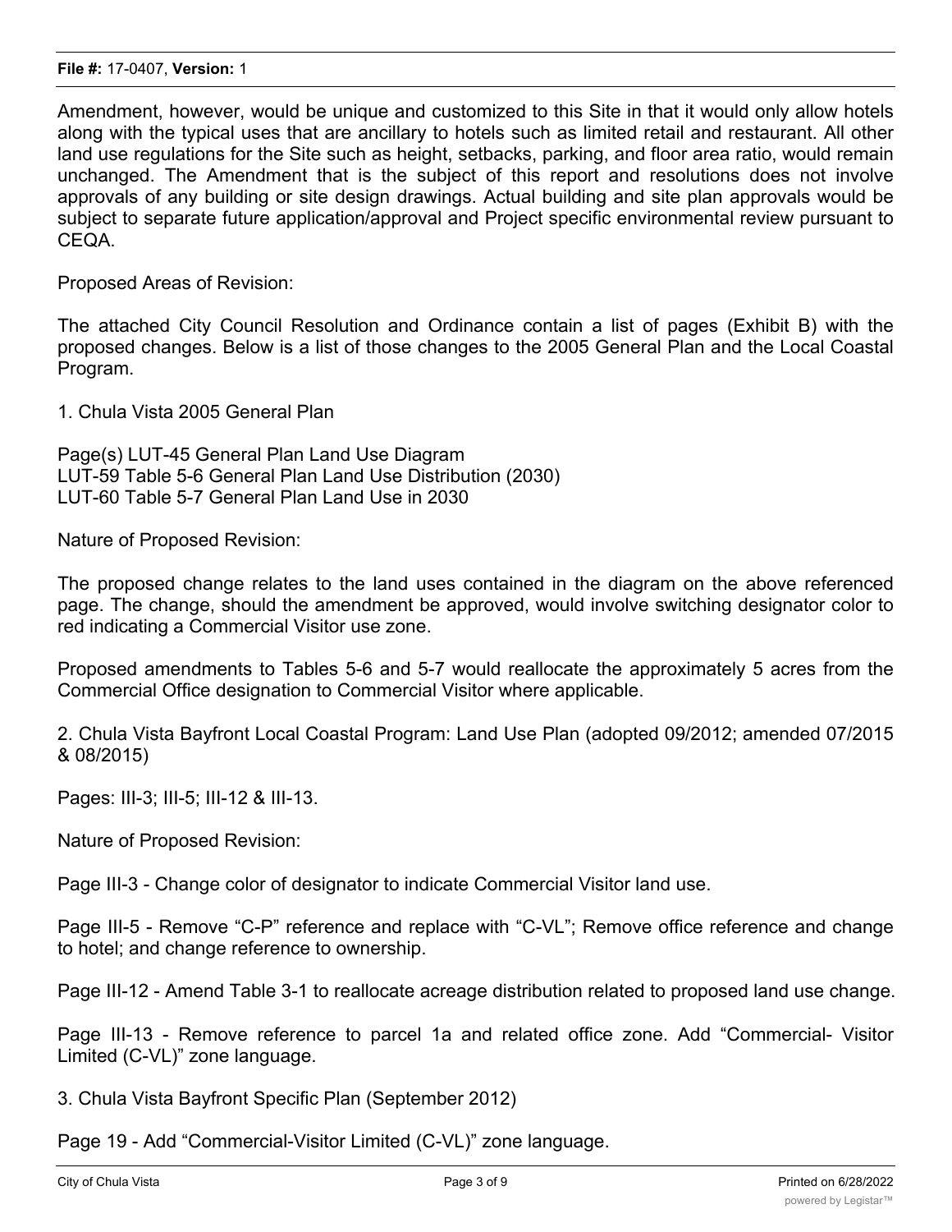Amendment, however, would be unique and customized to this Site in that it would only allow hotels along with the typical uses that are ancillary to hotels such as limited retail and restaurant. All other land use regulations for the Site such as height, setbacks, parking, and floor area ratio, would remain unchanged. The Amendment that is the subject of this report and resolutions does not involve approvals of any building or site design drawings. Actual building and site plan approvals would be subject to separate future application/approval and Project specific environmental review pursuant to CEQA.

Proposed Areas of Revision:

The attached City Council Resolution and Ordinance contain a list of pages (Exhibit B) with the proposed changes. Below is a list of those changes to the 2005 General Plan and the Local Coastal Program.

1. Chula Vista 2005 General Plan

Page(s) LUT-45 General Plan Land Use Diagram
LUT-59 Table 5-6 General Plan Land Use Distribution (2030)
LUT-60 Table 5-7 General Plan Land Use in 2030

Nature of Proposed Revision:

The proposed change relates to the land uses contained in the diagram on the above referenced page. The change, should the amendment be approved, would involve switching designator color to red indicating a Commercial Visitor use zone.

Proposed amendments to Tables 5-6 and 5-7 would reallocate the approximately 5 acres from the Commercial Office designation to Commercial Visitor where applicable.

2. Chula Vista Bayfront Local Coastal Program: Land Use Plan (adopted 09/2012; amended 07/2015 & 08/2015)

Pages: III-3; III-5; III-12 & III-13.

Nature of Proposed Revision:

Page III-3 - Change color of designator to indicate Commercial Visitor land use.

Page III-5 - Remove "C-P" reference and replace with "C-VL"; Remove office reference and change to hotel; and change reference to ownership.

Page III-12 - Amend Table 3-1 to reallocate acreage distribution related to proposed land use change.

Page III-13 - Remove reference to parcel 1a and related office zone. Add "Commercial- Visitor Limited (C-VL)" zone language.

3. Chula Vista Bayfront Specific Plan (September 2012)

Page 19 - Add "Commercial-Visitor Limited (C-VL)" zone language.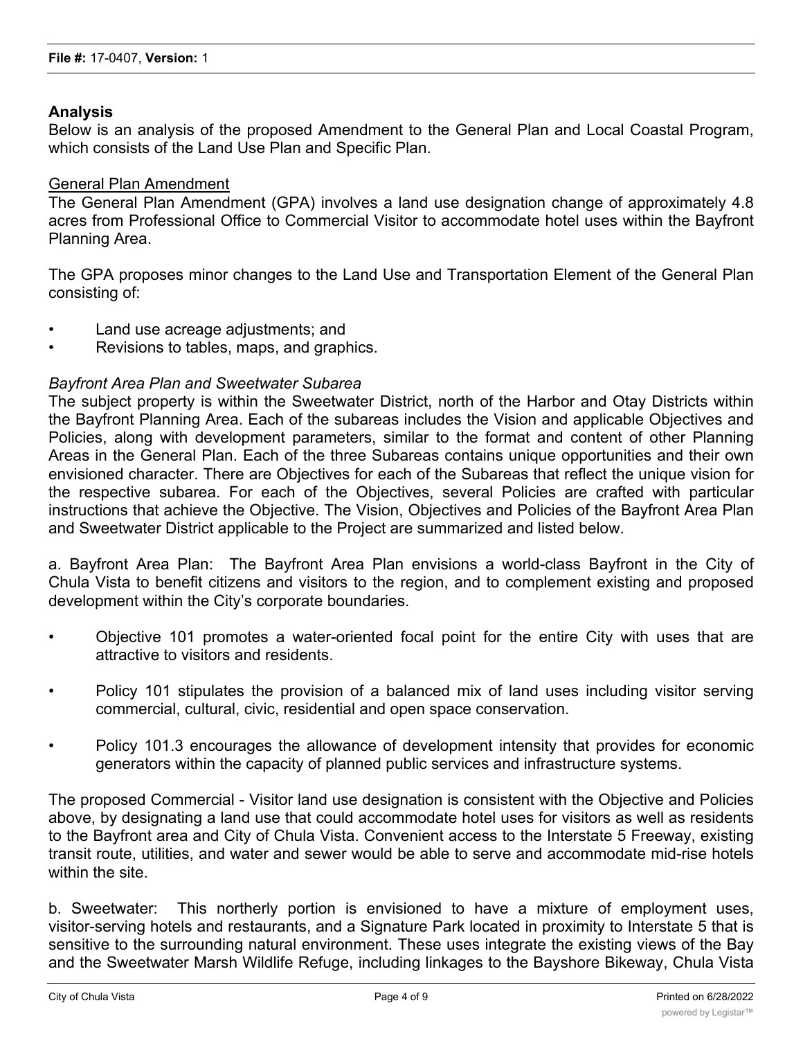## Analysis

Below is an analysis of the proposed Amendment to the General Plan and Local Coastal Program, which consists of the Land Use Plan and Specific Plan.

General Plan Amendment

The General Plan Amendment (GPA) involves a land use designation change of approximately 4.8 acres from Professional Office to Commercial Visitor to accommodate hotel uses within the Bayfront Planning Area.

The GPA proposes minor changes to the Land Use and Transportation Element of the General Plan consisting of:

- Land use acreage adjustments; and
- Revisions to tables, maps, and graphics.

*Bayfront Area Plan and Sweetwater Subarea*

The subject property is within the Sweetwater District, north of the Harbor and Otay Districts within the Bayfront Planning Area. Each of the subareas includes the Vision and applicable Objectives and Policies, along with development parameters, similar to the format and content of other Planning Areas in the General Plan. Each of the three Subareas contains unique opportunities and their own envisioned character. There are Objectives for each of the Subareas that reflect the unique vision for the respective subarea. For each of the Objectives, several Policies are crafted with particular instructions that achieve the Objective. The Vision, Objectives and Policies of the Bayfront Area Plan and Sweetwater District applicable to the Project are summarized and listed below.

a. Bayfront Area Plan: The Bayfront Area Plan envisions a world-class Bayfront in the City of Chula Vista to benefit citizens and visitors to the region, and to complement existing and proposed development within the City's corporate boundaries.

- Objective 101 promotes a water-oriented focal point for the entire City with uses that are attractive to visitors and residents.
- Policy 101 stipulates the provision of a balanced mix of land uses including visitor serving commercial, cultural, civic, residential and open space conservation.
- Policy 101.3 encourages the allowance of development intensity that provides for economic generators within the capacity of planned public services and infrastructure systems.

The proposed Commercial - Visitor land use designation is consistent with the Objective and Policies above, by designating a land use that could accommodate hotel uses for visitors as well as residents to the Bayfront area and City of Chula Vista. Convenient access to the Interstate 5 Freeway, existing transit route, utilities, and water and sewer would be able to serve and accommodate mid-rise hotels within the site.

b. Sweetwater: This northerly portion is envisioned to have a mixture of employment uses, visitor-serving hotels and restaurants, and a Signature Park located in proximity to Interstate 5 that is sensitive to the surrounding natural environment. These uses integrate the existing views of the Bay and the Sweetwater Marsh Wildlife Refuge, including linkages to the Bayshore Bikeway, Chula Vista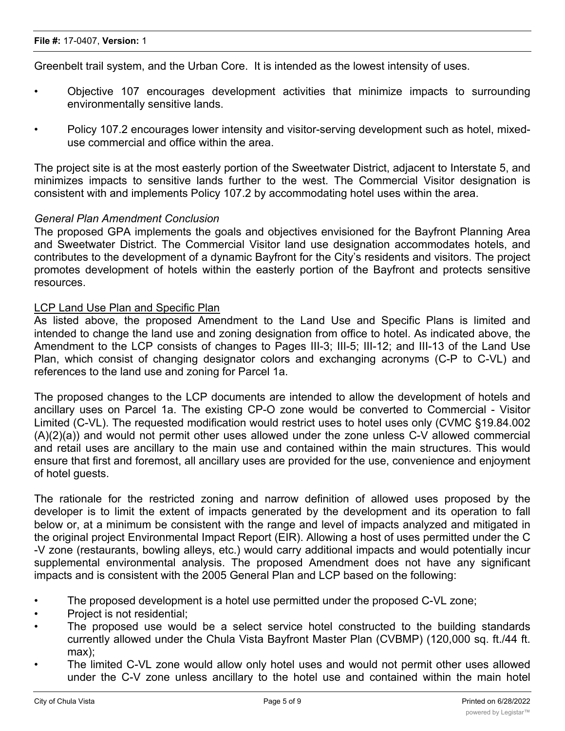Greenbelt trail system, and the Urban Core. It is intended as the lowest intensity of uses.

- Objective 107 encourages development activities that minimize impacts to surrounding environmentally sensitive lands.
- Policy 107.2 encourages lower intensity and visitor-serving development such as hotel, mixed-use commercial and office within the area.

The project site is at the most easterly portion of the Sweetwater District, adjacent to Interstate 5, and minimizes impacts to sensitive lands further to the west. The Commercial Visitor designation is consistent with and implements Policy 107.2 by accommodating hotel uses within the area.

*General Plan Amendment Conclusion*

The proposed GPA implements the goals and objectives envisioned for the Bayfront Planning Area and Sweetwater District. The Commercial Visitor land use designation accommodates hotels, and contributes to the development of a dynamic Bayfront for the City's residents and visitors. The project promotes development of hotels within the easterly portion of the Bayfront and protects sensitive resources.

<u>LCP Land Use Plan and Specific Plan</u>

As listed above, the proposed Amendment to the Land Use and Specific Plans is limited and intended to change the land use and zoning designation from office to hotel. As indicated above, the Amendment to the LCP consists of changes to Pages III-3; III-5; III-12; and III-13 of the Land Use Plan, which consist of changing designator colors and exchanging acronyms (C-P to C-VL) and references to the land use and zoning for Parcel 1a.

The proposed changes to the LCP documents are intended to allow the development of hotels and ancillary uses on Parcel 1a. The existing CP-O zone would be converted to Commercial - Visitor Limited (C-VL). The requested modification would restrict uses to hotel uses only (CVMC §19.84.002 (A)(2)(a)) and would not permit other uses allowed under the zone unless C-V allowed commercial and retail uses are ancillary to the main use and contained within the main structures. This would ensure that first and foremost, all ancillary uses are provided for the use, convenience and enjoyment of hotel guests.

The rationale for the restricted zoning and narrow definition of allowed uses proposed by the developer is to limit the extent of impacts generated by the development and its operation to fall below or, at a minimum be consistent with the range and level of impacts analyzed and mitigated in the original project Environmental Impact Report (EIR). Allowing a host of uses permitted under the C -V zone (restaurants, bowling alleys, etc.) would carry additional impacts and would potentially incur supplemental environmental analysis. The proposed Amendment does not have any significant impacts and is consistent with the 2005 General Plan and LCP based on the following:

- The proposed development is a hotel use permitted under the proposed C-VL zone;
- Project is not residential;
- The proposed use would be a select service hotel constructed to the building standards currently allowed under the Chula Vista Bayfront Master Plan (CVBMP) (120,000 sq. ft./44 ft. max);
- The limited C-VL zone would allow only hotel uses and would not permit other uses allowed under the C-V zone unless ancillary to the hotel use and contained within the main hotel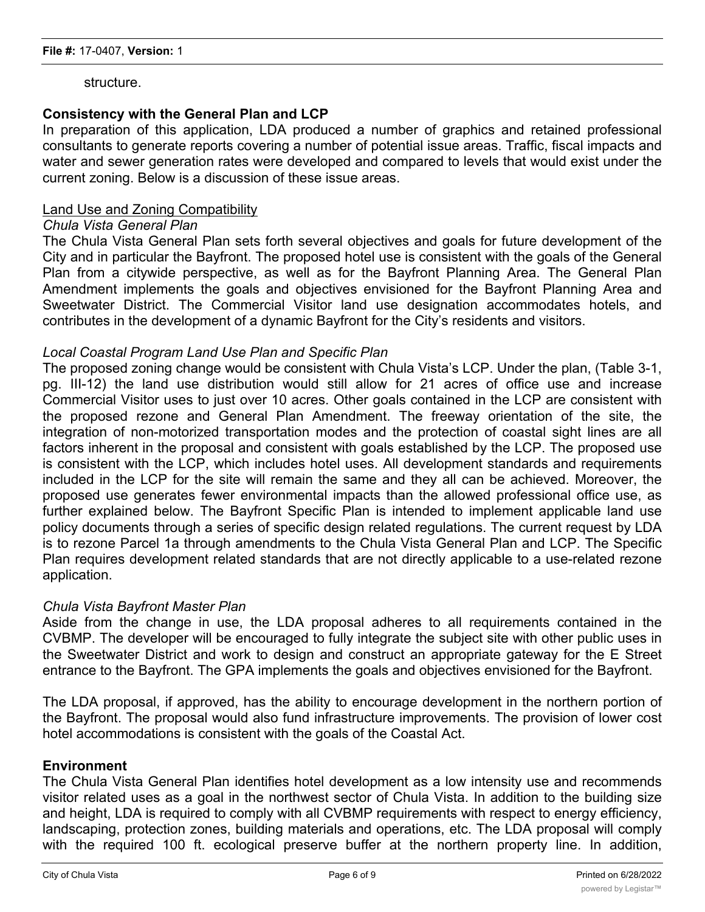structure.

**Consistency with the General Plan and LCP**

In preparation of this application, LDA produced a number of graphics and retained professional consultants to generate reports covering a number of potential issue areas. Traffic, fiscal impacts and water and sewer generation rates were developed and compared to levels that would exist under the current zoning. Below is a discussion of these issue areas.

Land Use and Zoning Compatibility

*Chula Vista General Plan*

The Chula Vista General Plan sets forth several objectives and goals for future development of the City and in particular the Bayfront. The proposed hotel use is consistent with the goals of the General Plan from a citywide perspective, as well as for the Bayfront Planning Area. The General Plan Amendment implements the goals and objectives envisioned for the Bayfront Planning Area and Sweetwater District. The Commercial Visitor land use designation accommodates hotels, and contributes in the development of a dynamic Bayfront for the City's residents and visitors.

*Local Coastal Program Land Use Plan and Specific Plan*

The proposed zoning change would be consistent with Chula Vista's LCP. Under the plan, (Table 3-1, pg. III-12) the land use distribution would still allow for 21 acres of office use and increase Commercial Visitor uses to just over 10 acres. Other goals contained in the LCP are consistent with the proposed rezone and General Plan Amendment. The freeway orientation of the site, the integration of non-motorized transportation modes and the protection of coastal sight lines are all factors inherent in the proposal and consistent with goals established by the LCP. The proposed use is consistent with the LCP, which includes hotel uses. All development standards and requirements included in the LCP for the site will remain the same and they all can be achieved. Moreover, the proposed use generates fewer environmental impacts than the allowed professional office use, as further explained below. The Bayfront Specific Plan is intended to implement applicable land use policy documents through a series of specific design related regulations. The current request by LDA is to rezone Parcel 1a through amendments to the Chula Vista General Plan and LCP. The Specific Plan requires development related standards that are not directly applicable to a use-related rezone application.

*Chula Vista Bayfront Master Plan*

Aside from the change in use, the LDA proposal adheres to all requirements contained in the CVBMP. The developer will be encouraged to fully integrate the subject site with other public uses in the Sweetwater District and work to design and construct an appropriate gateway for the E Street entrance to the Bayfront. The GPA implements the goals and objectives envisioned for the Bayfront.

The LDA proposal, if approved, has the ability to encourage development in the northern portion of the Bayfront. The proposal would also fund infrastructure improvements. The provision of lower cost hotel accommodations is consistent with the goals of the Coastal Act.

**Environment**

The Chula Vista General Plan identifies hotel development as a low intensity use and recommends visitor related uses as a goal in the northwest sector of Chula Vista. In addition to the building size and height, LDA is required to comply with all CVBMP requirements with respect to energy efficiency, landscaping, protection zones, building materials and operations, etc. The LDA proposal will comply with the required 100 ft. ecological preserve buffer at the northern property line. In addition,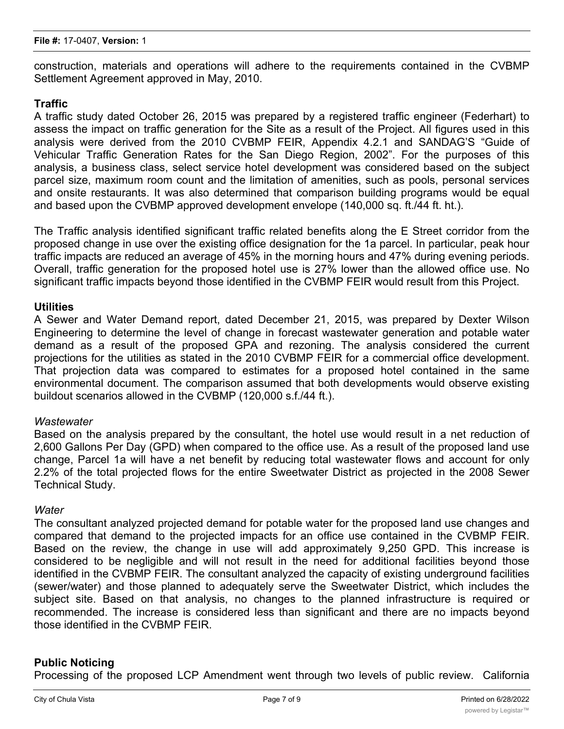construction, materials and operations will adhere to the requirements contained in the CVBMP Settlement Agreement approved in May, 2010.

**Traffic**

A traffic study dated October 26, 2015 was prepared by a registered traffic engineer (Federhart) to assess the impact on traffic generation for the Site as a result of the Project. All figures used in this analysis were derived from the 2010 CVBMP FEIR, Appendix 4.2.1 and SANDAG'S "Guide of Vehicular Traffic Generation Rates for the San Diego Region, 2002". For the purposes of this analysis, a business class, select service hotel development was considered based on the subject parcel size, maximum room count and the limitation of amenities, such as pools, personal services and onsite restaurants. It was also determined that comparison building programs would be equal and based upon the CVBMP approved development envelope (140,000 sq. ft./44 ft. ht.).

The Traffic analysis identified significant traffic related benefits along the E Street corridor from the proposed change in use over the existing office designation for the 1a parcel. In particular, peak hour traffic impacts are reduced an average of 45% in the morning hours and 47% during evening periods. Overall, traffic generation for the proposed hotel use is 27% lower than the allowed office use. No significant traffic impacts beyond those identified in the CVBMP FEIR would result from this Project.

**Utilities**

A Sewer and Water Demand report, dated December 21, 2015, was prepared by Dexter Wilson Engineering to determine the level of change in forecast wastewater generation and potable water demand as a result of the proposed GPA and rezoning. The analysis considered the current projections for the utilities as stated in the 2010 CVBMP FEIR for a commercial office development. That projection data was compared to estimates for a proposed hotel contained in the same environmental document. The comparison assumed that both developments would observe existing buildout scenarios allowed in the CVBMP (120,000 s.f./44 ft.).

*Wastewater*

Based on the analysis prepared by the consultant, the hotel use would result in a net reduction of 2,600 Gallons Per Day (GPD) when compared to the office use. As a result of the proposed land use change, Parcel 1a will have a net benefit by reducing total wastewater flows and account for only 2.2% of the total projected flows for the entire Sweetwater District as projected in the 2008 Sewer Technical Study.

*Water*

The consultant analyzed projected demand for potable water for the proposed land use changes and compared that demand to the projected impacts for an office use contained in the CVBMP FEIR. Based on the review, the change in use will add approximately 9,250 GPD. This increase is considered to be negligible and will not result in the need for additional facilities beyond those identified in the CVBMP FEIR. The consultant analyzed the capacity of existing underground facilities (sewer/water) and those planned to adequately serve the Sweetwater District, which includes the subject site. Based on that analysis, no changes to the planned infrastructure is required or recommended. The increase is considered less than significant and there are no impacts beyond those identified in the CVBMP FEIR.

**Public Noticing**

Processing of the proposed LCP Amendment went through two levels of public review. California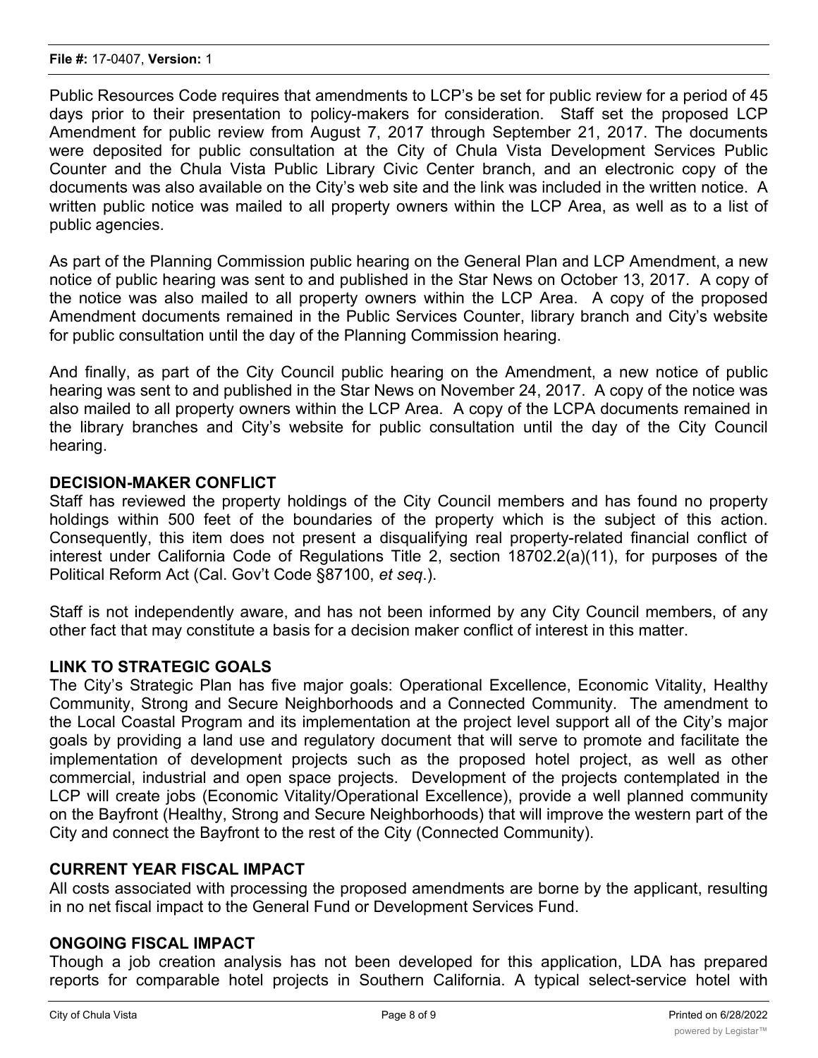Public Resources Code requires that amendments to LCP's be set for public review for a period of 45 days prior to their presentation to policy-makers for consideration. Staff set the proposed LCP Amendment for public review from August 7, 2017 through September 21, 2017. The documents were deposited for public consultation at the City of Chula Vista Development Services Public Counter and the Chula Vista Public Library Civic Center branch, and an electronic copy of the documents was also available on the City's web site and the link was included in the written notice. A written public notice was mailed to all property owners within the LCP Area, as well as to a list of public agencies.

As part of the Planning Commission public hearing on the General Plan and LCP Amendment, a new notice of public hearing was sent to and published in the Star News on October 13, 2017. A copy of the notice was also mailed to all property owners within the LCP Area. A copy of the proposed Amendment documents remained in the Public Services Counter, library branch and City's website for public consultation until the day of the Planning Commission hearing.

And finally, as part of the City Council public hearing on the Amendment, a new notice of public hearing was sent to and published in the Star News on November 24, 2017. A copy of the notice was also mailed to all property owners within the LCP Area. A copy of the LCPA documents remained in the library branches and City's website for public consultation until the day of the City Council hearing.

**DECISION-MAKER CONFLICT**

Staff has reviewed the property holdings of the City Council members and has found no property holdings within 500 feet of the boundaries of the property which is the subject of this action. Consequently, this item does not present a disqualifying real property-related financial conflict of interest under California Code of Regulations Title 2, section 18702.2(a)(11), for purposes of the Political Reform Act (Cal. Gov't Code §87100, *et seq*.).

Staff is not independently aware, and has not been informed by any City Council members, of any other fact that may constitute a basis for a decision maker conflict of interest in this matter.

**LINK TO STRATEGIC GOALS**

The City's Strategic Plan has five major goals: Operational Excellence, Economic Vitality, Healthy Community, Strong and Secure Neighborhoods and a Connected Community. The amendment to the Local Coastal Program and its implementation at the project level support all of the City's major goals by providing a land use and regulatory document that will serve to promote and facilitate the implementation of development projects such as the proposed hotel project, as well as other commercial, industrial and open space projects. Development of the projects contemplated in the LCP will create jobs (Economic Vitality/Operational Excellence), provide a well planned community on the Bayfront (Healthy, Strong and Secure Neighborhoods) that will improve the western part of the City and connect the Bayfront to the rest of the City (Connected Community).

**CURRENT YEAR FISCAL IMPACT**

All costs associated with processing the proposed amendments are borne by the applicant, resulting in no net fiscal impact to the General Fund or Development Services Fund.

**ONGOING FISCAL IMPACT**

Though a job creation analysis has not been developed for this application, LDA has prepared reports for comparable hotel projects in Southern California. A typical select-service hotel with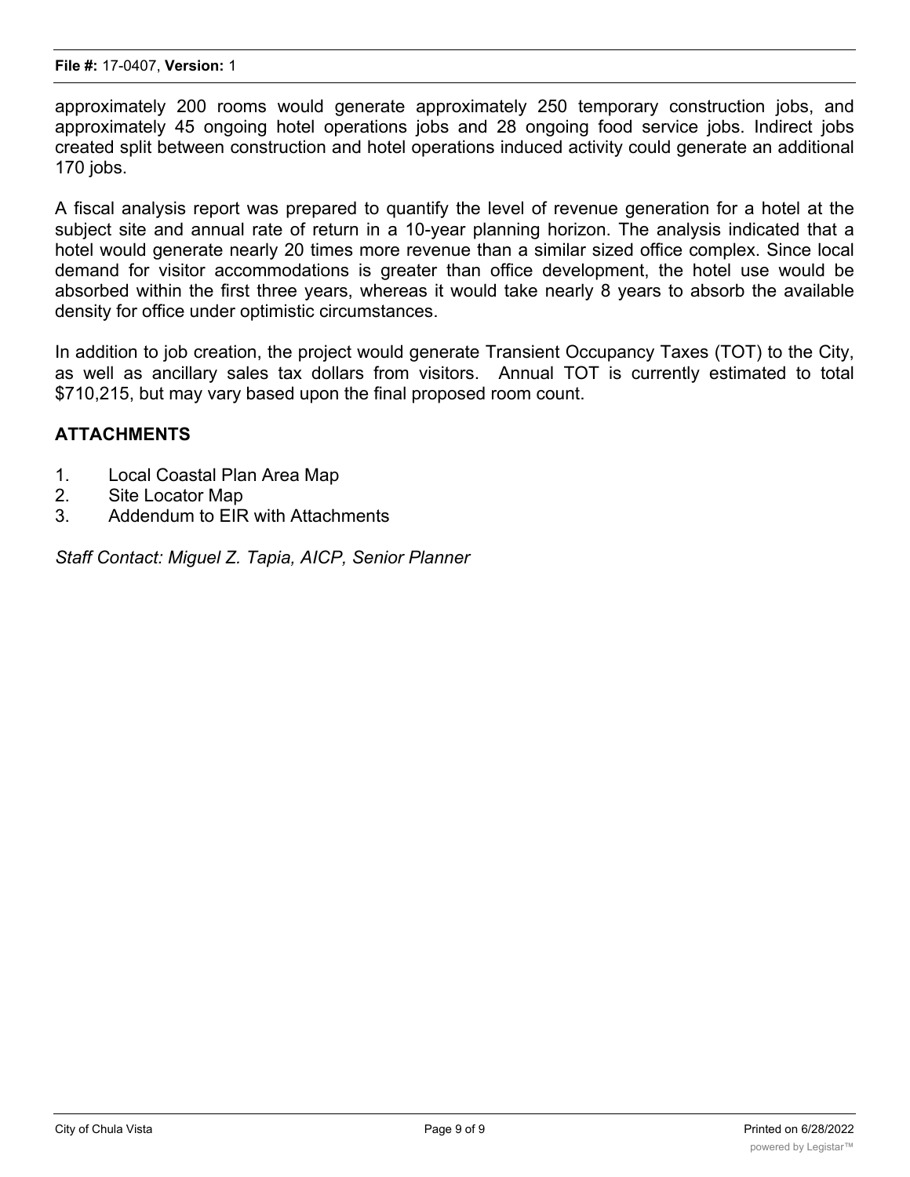approximately 200 rooms would generate approximately 250 temporary construction jobs, and approximately 45 ongoing hotel operations jobs and 28 ongoing food service jobs. Indirect jobs created split between construction and hotel operations induced activity could generate an additional 170 jobs.

A fiscal analysis report was prepared to quantify the level of revenue generation for a hotel at the subject site and annual rate of return in a 10-year planning horizon. The analysis indicated that a hotel would generate nearly 20 times more revenue than a similar sized office complex. Since local demand for visitor accommodations is greater than office development, the hotel use would be absorbed within the first three years, whereas it would take nearly 8 years to absorb the available density for office under optimistic circumstances.

In addition to job creation, the project would generate Transient Occupancy Taxes (TOT) to the City, as well as ancillary sales tax dollars from visitors. Annual TOT is currently estimated to total $710,215, but may vary based upon the final proposed room count.

## ATTACHMENTS

1. Local Coastal Plan Area Map
2. Site Locator Map
3. Addendum to EIR with Attachments

*Staff Contact: Miguel Z. Tapia, AICP, Senior Planner*